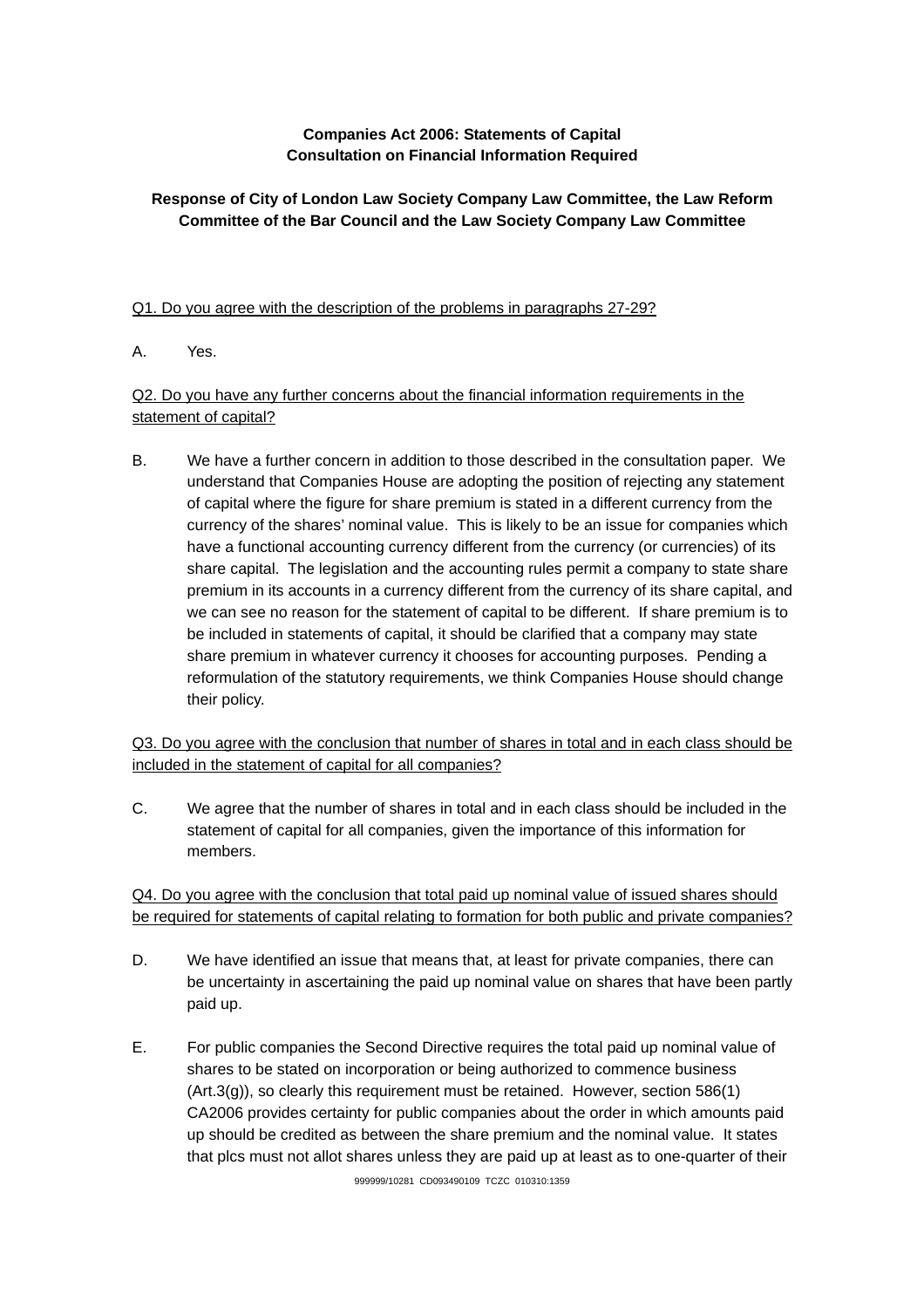**Companies Act 2006: Statements of Capital**
**Consultation on Financial Information Required**

**Response of City of London Law Society Company Law Committee, the Law Reform Committee of the Bar Council and the Law Society Company Law Committee**

Q1. Do you agree with the description of the problems in paragraphs 27-29?

A. Yes.

Q2. Do you have any further concerns about the financial information requirements in the statement of capital?

B. We have a further concern in addition to those described in the consultation paper. We understand that Companies House are adopting the position of rejecting any statement of capital where the figure for share premium is stated in a different currency from the currency of the shares' nominal value. This is likely to be an issue for companies which have a functional accounting currency different from the currency (or currencies) of its share capital. The legislation and the accounting rules permit a company to state share premium in its accounts in a currency different from the currency of its share capital, and we can see no reason for the statement of capital to be different. If share premium is to be included in statements of capital, it should be clarified that a company may state share premium in whatever currency it chooses for accounting purposes. Pending a reformulation of the statutory requirements, we think Companies House should change their policy.

Q3. Do you agree with the conclusion that number of shares in total and in each class should be included in the statement of capital for all companies?

C. We agree that the number of shares in total and in each class should be included in the statement of capital for all companies, given the importance of this information for members.

Q4. Do you agree with the conclusion that total paid up nominal value of issued shares should be required for statements of capital relating to formation for both public and private companies?

D. We have identified an issue that means that, at least for private companies, there can be uncertainty in ascertaining the paid up nominal value on shares that have been partly paid up.

E. For public companies the Second Directive requires the total paid up nominal value of shares to be stated on incorporation or being authorized to commence business (Art.3(g)), so clearly this requirement must be retained. However, section 586(1) CA2006 provides certainty for public companies about the order in which amounts paid up should be credited as between the share premium and the nominal value. It states that plcs must not allot shares unless they are paid up at least as to one-quarter of their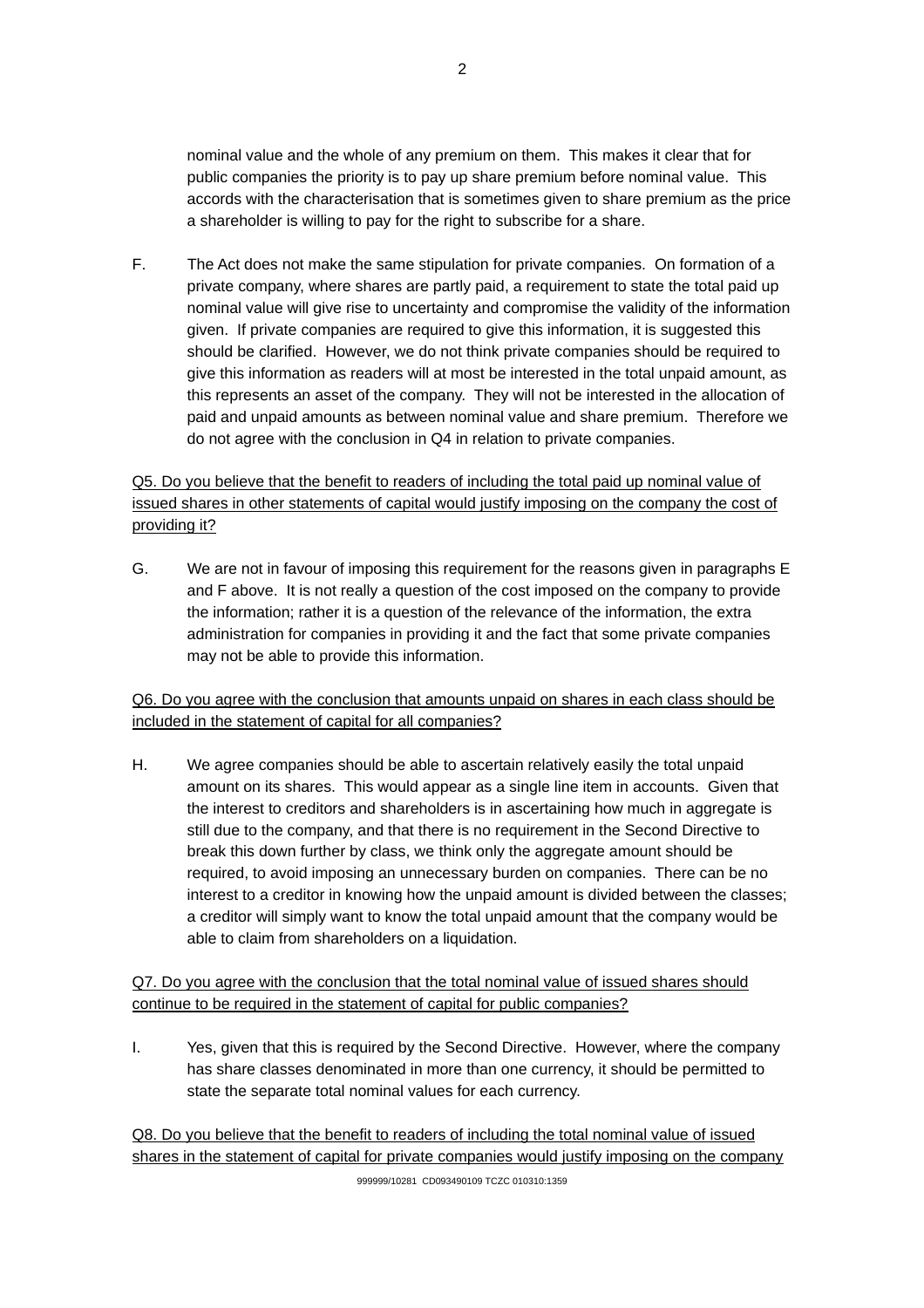nominal value and the whole of any premium on them. This makes it clear that for public companies the priority is to pay up share premium before nominal value. This accords with the characterisation that is sometimes given to share premium as the price a shareholder is willing to pay for the right to subscribe for a share.

F. The Act does not make the same stipulation for private companies. On formation of a private company, where shares are partly paid, a requirement to state the total paid up nominal value will give rise to uncertainty and compromise the validity of the information given. If private companies are required to give this information, it is suggested this should be clarified. However, we do not think private companies should be required to give this information as readers will at most be interested in the total unpaid amount, as this represents an asset of the company. They will not be interested in the allocation of paid and unpaid amounts as between nominal value and share premium. Therefore we do not agree with the conclusion in Q4 in relation to private companies.

<u>Q5. Do you believe that the benefit to readers of including the total paid up nominal value of issued shares in other statements of capital would justify imposing on the company the cost of providing it?</u>

G. We are not in favour of imposing this requirement for the reasons given in paragraphs E and F above. It is not really a question of the cost imposed on the company to provide the information; rather it is a question of the relevance of the information, the extra administration for companies in providing it and the fact that some private companies may not be able to provide this information.

<u>Q6. Do you agree with the conclusion that amounts unpaid on shares in each class should be included in the statement of capital for all companies?</u>

H. We agree companies should be able to ascertain relatively easily the total unpaid amount on its shares. This would appear as a single line item in accounts. Given that the interest to creditors and shareholders is in ascertaining how much in aggregate is still due to the company, and that there is no requirement in the Second Directive to break this down further by class, we think only the aggregate amount should be required, to avoid imposing an unnecessary burden on companies. There can be no interest to a creditor in knowing how the unpaid amount is divided between the classes; a creditor will simply want to know the total unpaid amount that the company would be able to claim from shareholders on a liquidation.

<u>Q7. Do you agree with the conclusion that the total nominal value of issued shares should continue to be required in the statement of capital for public companies?</u>

I. Yes, given that this is required by the Second Directive. However, where the company has share classes denominated in more than one currency, it should be permitted to state the separate total nominal values for each currency.

<u>Q8. Do you believe that the benefit to readers of including the total nominal value of issued shares in the statement of capital for private companies would justify imposing on the company</u>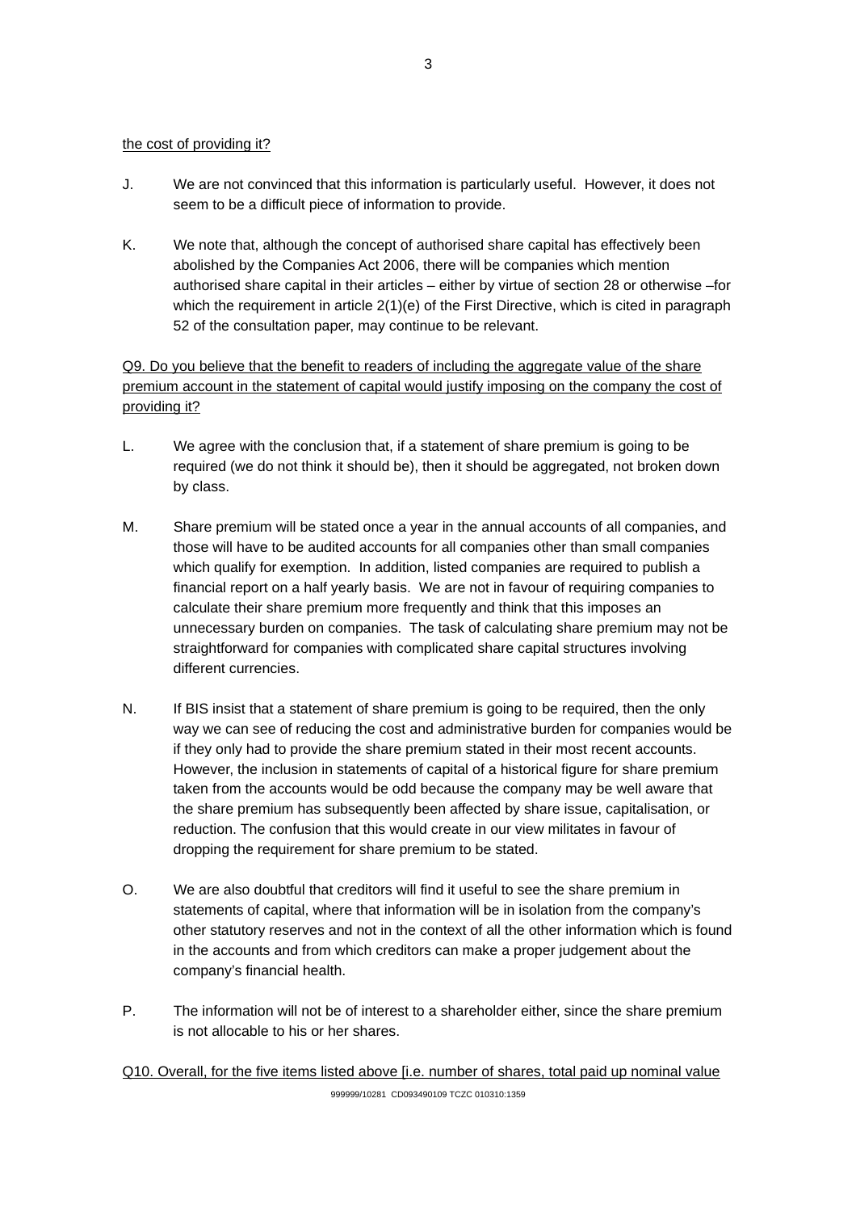<u>the cost of providing it?</u>

J. We are not convinced that this information is particularly useful. However, it does not seem to be a difficult piece of information to provide.

K. We note that, although the concept of authorised share capital has effectively been abolished by the Companies Act 2006, there will be companies which mention authorised share capital in their articles – either by virtue of section 28 or otherwise –for which the requirement in article 2(1)(e) of the First Directive, which is cited in paragraph 52 of the consultation paper, may continue to be relevant.

<u>Q9. Do you believe that the benefit to readers of including the aggregate value of the share premium account in the statement of capital would justify imposing on the company the cost of providing it?</u>

L. We agree with the conclusion that, if a statement of share premium is going to be required (we do not think it should be), then it should be aggregated, not broken down by class.

M. Share premium will be stated once a year in the annual accounts of all companies, and those will have to be audited accounts for all companies other than small companies which qualify for exemption. In addition, listed companies are required to publish a financial report on a half yearly basis. We are not in favour of requiring companies to calculate their share premium more frequently and think that this imposes an unnecessary burden on companies. The task of calculating share premium may not be straightforward for companies with complicated share capital structures involving different currencies.

N. If BIS insist that a statement of share premium is going to be required, then the only way we can see of reducing the cost and administrative burden for companies would be if they only had to provide the share premium stated in their most recent accounts. However, the inclusion in statements of capital of a historical figure for share premium taken from the accounts would be odd because the company may be well aware that the share premium has subsequently been affected by share issue, capitalisation, or reduction. The confusion that this would create in our view militates in favour of dropping the requirement for share premium to be stated.

O. We are also doubtful that creditors will find it useful to see the share premium in statements of capital, where that information will be in isolation from the company's other statutory reserves and not in the context of all the other information which is found in the accounts and from which creditors can make a proper judgement about the company's financial health.

P. The information will not be of interest to a shareholder either, since the share premium is not allocable to his or her shares.

<u>Q10. Overall, for the five items listed above [i.e. number of shares, total paid up nominal value</u>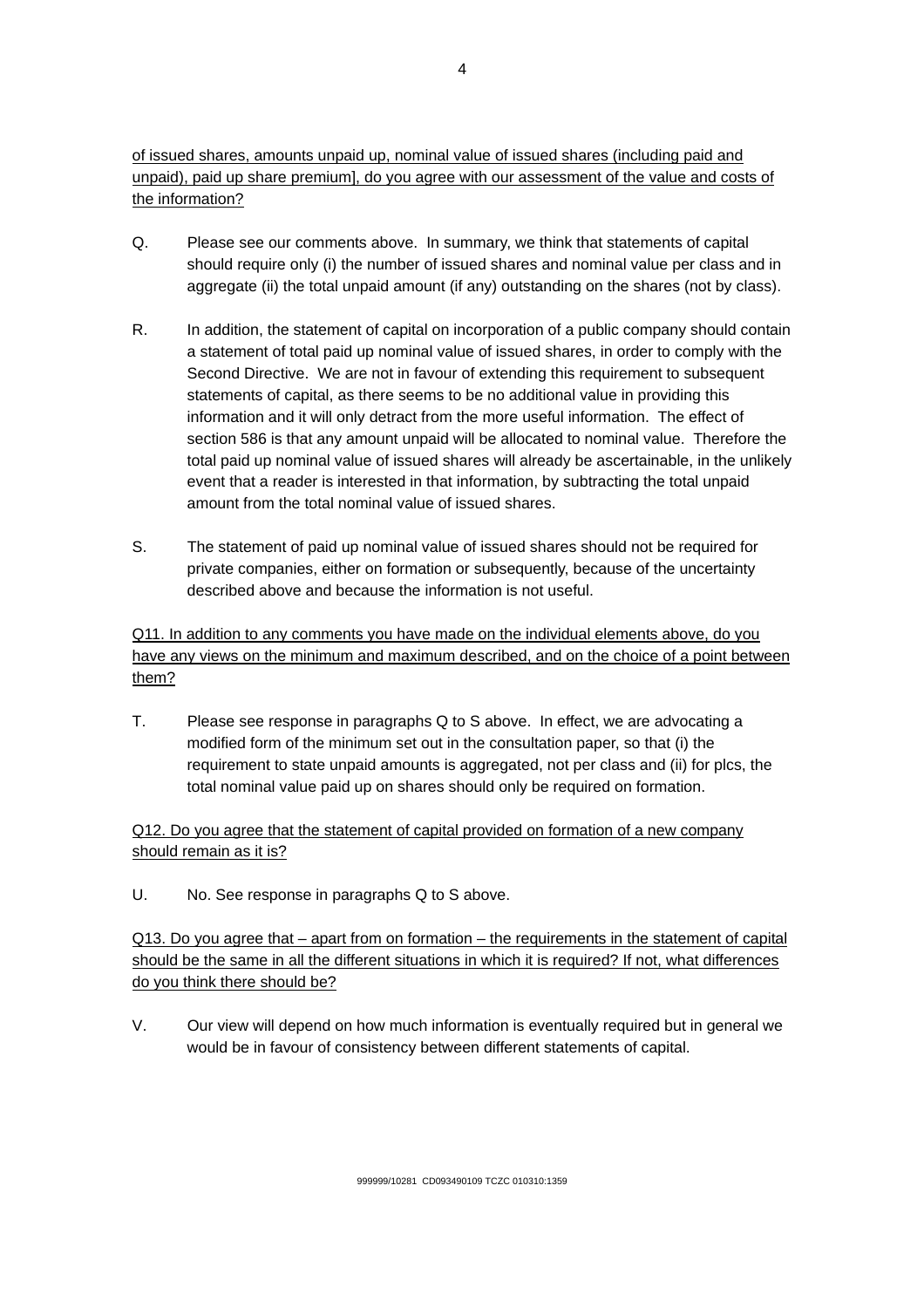of issued shares, amounts unpaid up, nominal value of issued shares (including paid and unpaid), paid up share premium], do you agree with our assessment of the value and costs of the information?

Q. Please see our comments above. In summary, we think that statements of capital should require only (i) the number of issued shares and nominal value per class and in aggregate (ii) the total unpaid amount (if any) outstanding on the shares (not by class).

R. In addition, the statement of capital on incorporation of a public company should contain a statement of total paid up nominal value of issued shares, in order to comply with the Second Directive. We are not in favour of extending this requirement to subsequent statements of capital, as there seems to be no additional value in providing this information and it will only detract from the more useful information. The effect of section 586 is that any amount unpaid will be allocated to nominal value. Therefore the total paid up nominal value of issued shares will already be ascertainable, in the unlikely event that a reader is interested in that information, by subtracting the total unpaid amount from the total nominal value of issued shares.

S. The statement of paid up nominal value of issued shares should not be required for private companies, either on formation or subsequently, because of the uncertainty described above and because the information is not useful.

Q11. In addition to any comments you have made on the individual elements above, do you have any views on the minimum and maximum described, and on the choice of a point between them?

T. Please see response in paragraphs Q to S above. In effect, we are advocating a modified form of the minimum set out in the consultation paper, so that (i) the requirement to state unpaid amounts is aggregated, not per class and (ii) for plcs, the total nominal value paid up on shares should only be required on formation.

Q12. Do you agree that the statement of capital provided on formation of a new company should remain as it is?

U. No. See response in paragraphs Q to S above.

Q13. Do you agree that – apart from on formation – the requirements in the statement of capital should be the same in all the different situations in which it is required? If not, what differences do you think there should be?

V. Our view will depend on how much information is eventually required but in general we would be in favour of consistency between different statements of capital.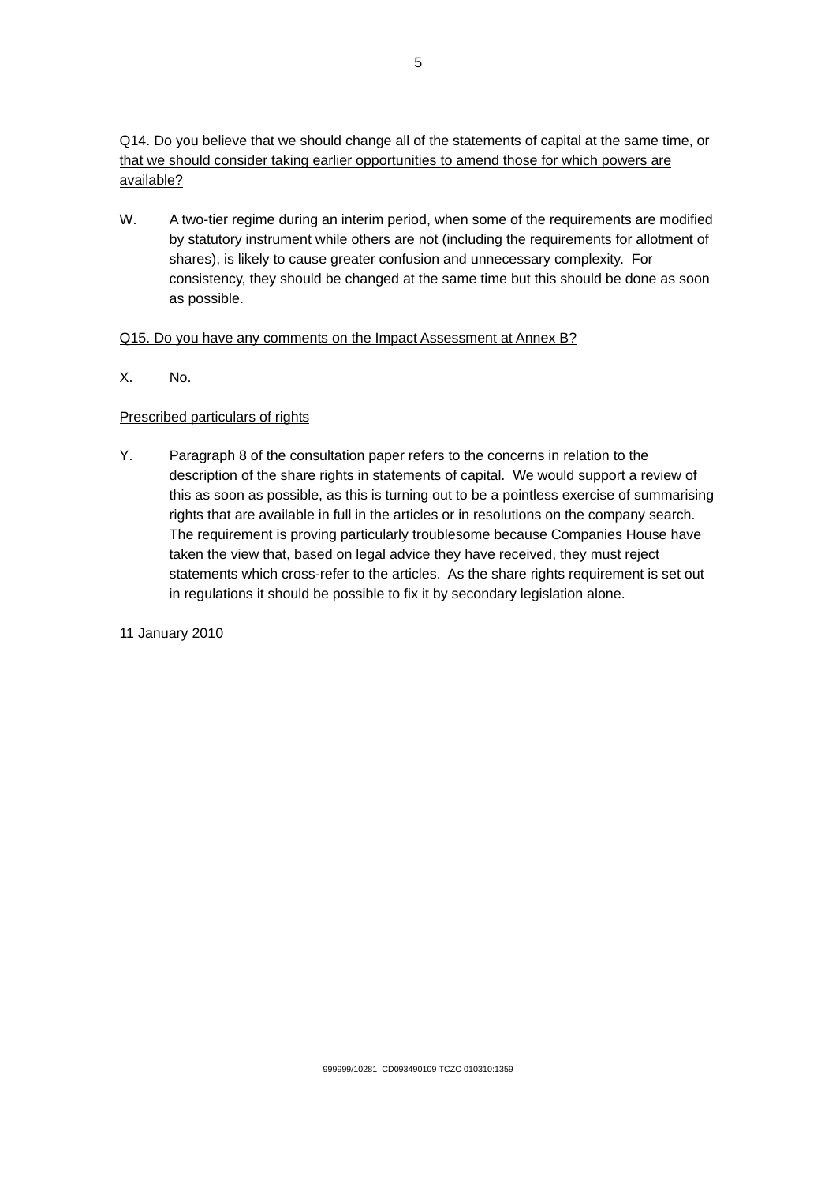Q14. Do you believe that we should change all of the statements of capital at the same time, or that we should consider taking earlier opportunities to amend those for which powers are available?

W. A two-tier regime during an interim period, when some of the requirements are modified by statutory instrument while others are not (including the requirements for allotment of shares), is likely to cause greater confusion and unnecessary complexity. For consistency, they should be changed at the same time but this should be done as soon as possible.

Q15. Do you have any comments on the Impact Assessment at Annex B?

X. No.

Prescribed particulars of rights

Y. Paragraph 8 of the consultation paper refers to the concerns in relation to the description of the share rights in statements of capital. We would support a review of this as soon as possible, as this is turning out to be a pointless exercise of summarising rights that are available in full in the articles or in resolutions on the company search. The requirement is proving particularly troublesome because Companies House have taken the view that, based on legal advice they have received, they must reject statements which cross-refer to the articles. As the share rights requirement is set out in regulations it should be possible to fix it by secondary legislation alone.

11 January 2010

999999/10281 CD093490109 TCZC 010310:1359